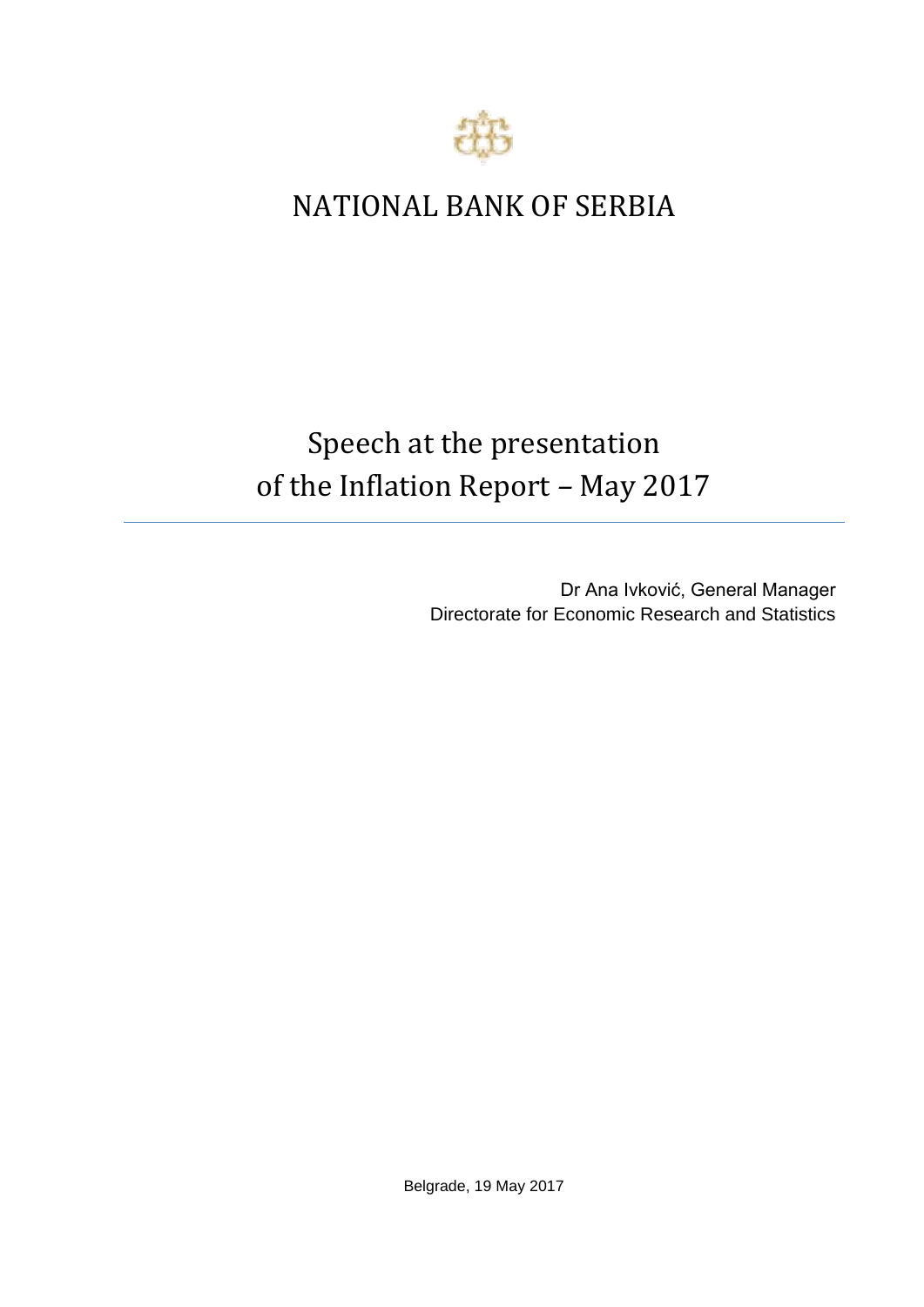# NATIONAL BANK OF SERBIA

## Speech at the presentation of the Inflation Report – May 2017

Dr Ana Ivković, General Manager
Directorate for Economic Research and Statistics

Belgrade, 19 May 2017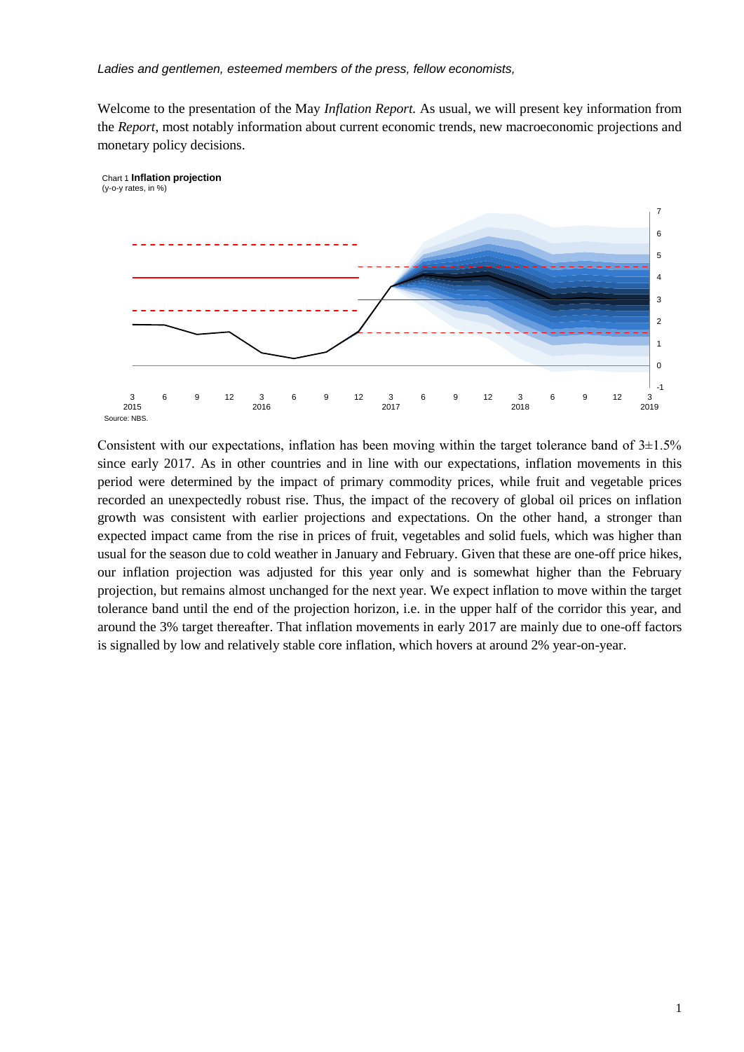*Ladies and gentlemen, esteemed members of the press, fellow economists,*

Welcome to the presentation of the May *Inflation Report*. As usual, we will present key information from the *Report*, most notably information about current economic trends, new macroeconomic projections and monetary policy decisions.

Chart 1 **Inflation projection**
(y-o-y rates, in %)

Source: NBS.

Consistent with our expectations, inflation has been moving within the target tolerance band of 3±1.5% since early 2017. As in other countries and in line with our expectations, inflation movements in this period were determined by the impact of primary commodity prices, while fruit and vegetable prices recorded an unexpectedly robust rise. Thus, the impact of the recovery of global oil prices on inflation growth was consistent with earlier projections and expectations. On the other hand, a stronger than expected impact came from the rise in prices of fruit, vegetables and solid fuels, which was higher than usual for the season due to cold weather in January and February. Given that these are one-off price hikes, our inflation projection was adjusted for this year only and is somewhat higher than the February projection, but remains almost unchanged for the next year. We expect inflation to move within the target tolerance band until the end of the projection horizon, i.e. in the upper half of the corridor this year, and around the 3% target thereafter. That inflation movements in early 2017 are mainly due to one-off factors is signalled by low and relatively stable core inflation, which hovers at around 2% year-on-year.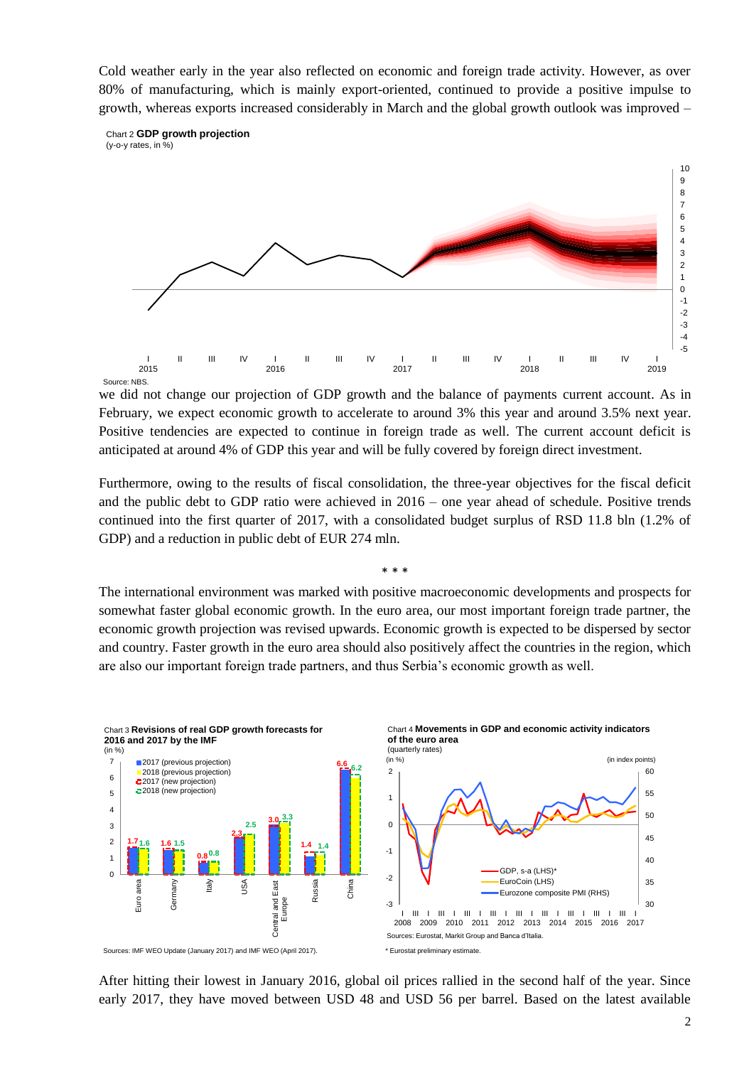Cold weather early in the year also reflected on economic and foreign trade activity. However, as over 80% of manufacturing, which is mainly export-oriented, continued to provide a positive impulse to growth, whereas exports increased considerably in March and the global growth outlook was improved – we did not change our projection of GDP growth and the balance of payments current account. As in February, we expect economic growth to accelerate to around 3% this year and around 3.5% next year. Positive tendencies are expected to continue in foreign trade as well. The current account deficit is anticipated at around 4% of GDP this year and will be fully covered by foreign direct investment.

Chart 2 **GDP growth projection**
(y-o-y rates, in %)

Source: NBS.

Furthermore, owing to the results of fiscal consolidation, the three-year objectives for the fiscal deficit and the public debt to GDP ratio were achieved in 2016 – one year ahead of schedule. Positive trends continued into the first quarter of 2017, with a consolidated budget surplus of RSD 11.8 bln (1.2% of GDP) and a reduction in public debt of EUR 274 mln.

\* \* \*

The international environment was marked with positive macroeconomic developments and prospects for somewhat faster global economic growth. In the euro area, our most important foreign trade partner, the economic growth projection was revised upwards. Economic growth is expected to be dispersed by sector and country. Faster growth in the euro area should also positively affect the countries in the region, which are also our important foreign trade partners, and thus Serbia's economic growth as well.

Chart 3 **Revisions of real GDP growth forecasts for 2016 and 2017 by the IMF**
(in %)

| | 2017 (previous projection) | 2018 (previous projection) | 2017 (new projection) | 2018 (new projection) |
|---|---|---|---|---|
| Euro area | | | 1.7 | 1.6 |
| Germany | | | 1.6 | 1.5 |
| Italy | | | 0.8 | 0.8 |
| USA | | | 2.3 | 2.5 |
| Central and East Europe | | | 3.0 | 3.3 |
| Russia | | | 1.4 | 1.4 |
| China | | | 6.6 | 6.2 |

Sources: IMF WEO Update (January 2017) and IMF WEO (April 2017).

Chart 4 **Movements in GDP and economic activity indicators of the euro area**
(quarterly rates)

Sources: Eurostat, Markit Group and Banca d'Italia.

\* Eurostat preliminary estimate.

After hitting their lowest in January 2016, global oil prices rallied in the second half of the year. Since early 2017, they have moved between USD 48 and USD 56 per barrel. Based on the latest available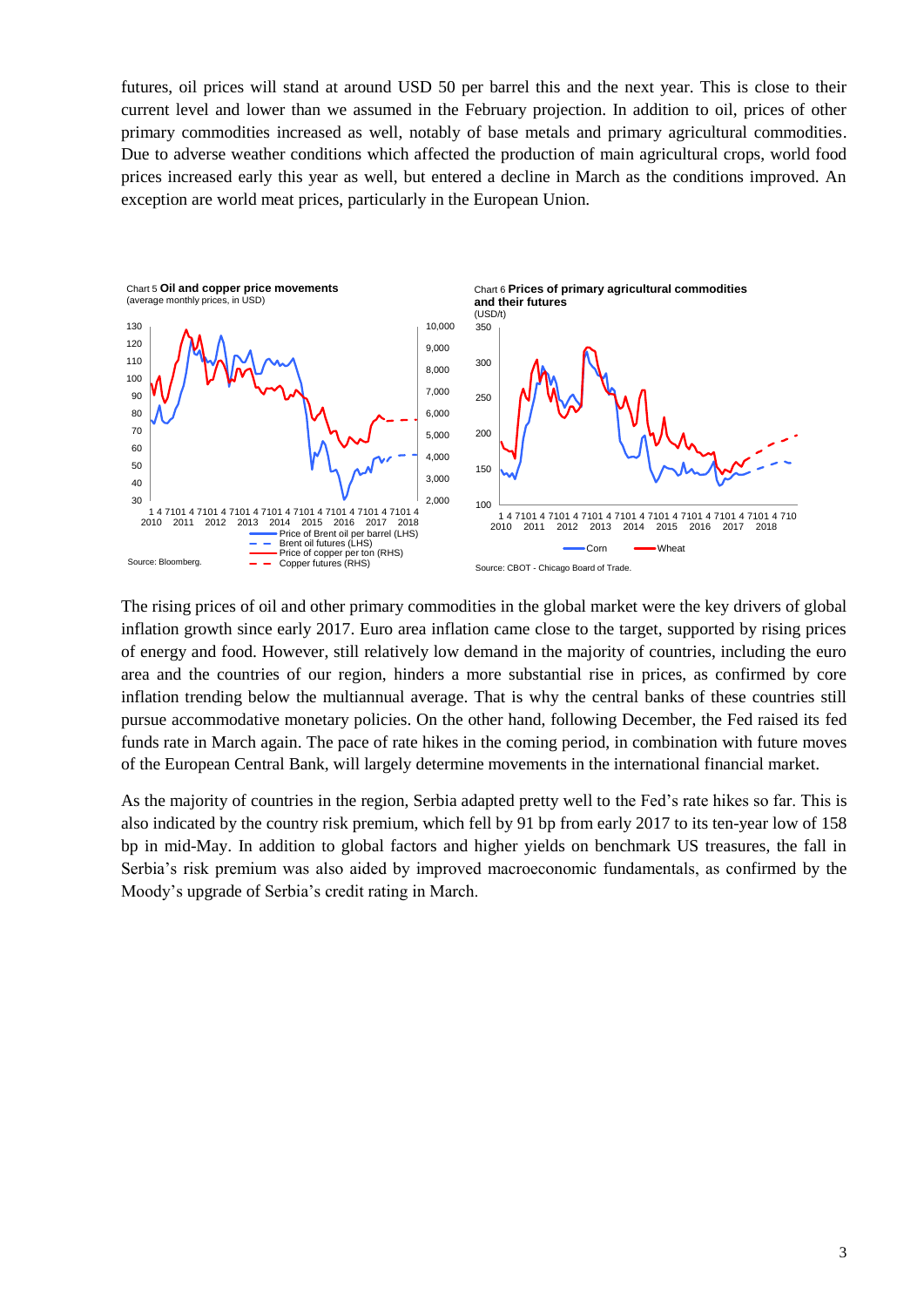futures, oil prices will stand at around USD 50 per barrel this and the next year. This is close to their current level and lower than we assumed in the February projection. In addition to oil, prices of other primary commodities increased as well, notably of base metals and primary agricultural commodities. Due to adverse weather conditions which affected the production of main agricultural crops, world food prices increased early this year as well, but entered a decline in March as the conditions improved. An exception are world meat prices, particularly in the European Union.

Chart 5 **Oil and copper price movements**
(average monthly prices, in USD)

Source: Bloomberg.

Chart 6 **Prices of primary agricultural commodities and their futures**
(USD/t)

Source: CBOT - Chicago Board of Trade.

The rising prices of oil and other primary commodities in the global market were the key drivers of global inflation growth since early 2017. Euro area inflation came close to the target, supported by rising prices of energy and food. However, still relatively low demand in the majority of countries, including the euro area and the countries of our region, hinders a more substantial rise in prices, as confirmed by core inflation trending below the multiannual average. That is why the central banks of these countries still pursue accommodative monetary policies. On the other hand, following December, the Fed raised its fed funds rate in March again. The pace of rate hikes in the coming period, in combination with future moves of the European Central Bank, will largely determine movements in the international financial market.

As the majority of countries in the region, Serbia adapted pretty well to the Fed's rate hikes so far. This is also indicated by the country risk premium, which fell by 91 bp from early 2017 to its ten-year low of 158 bp in mid-May. In addition to global factors and higher yields on benchmark US treasures, the fall in Serbia's risk premium was also aided by improved macroeconomic fundamentals, as confirmed by the Moody's upgrade of Serbia's credit rating in March.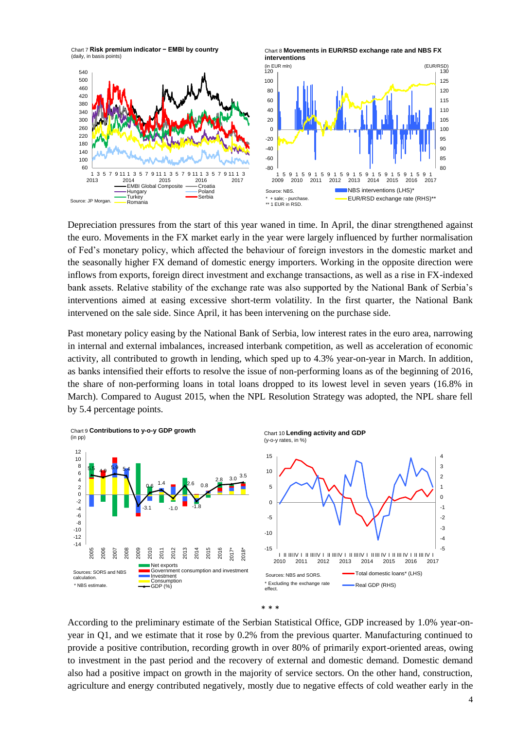Chart 7 **Risk premium indicator – EMBI by country**
(daily, in basis points)

Source: JP Morgan.

Chart 8 **Movements in EUR/RSD exchange rate and NBS FX interventions**

Source: NBS.
* + sale; - purchase.
** 1 EUR in RSD.

Depreciation pressures from the start of this year waned in time. In April, the dinar strengthened against the euro. Movements in the FX market early in the year were largely influenced by further normalisation of Fed's monetary policy, which affected the behaviour of foreign investors in the domestic market and the seasonally higher FX demand of domestic energy importers. Working in the opposite direction were inflows from exports, foreign direct investment and exchange transactions, as well as a rise in FX-indexed bank assets. Relative stability of the exchange rate was also supported by the National Bank of Serbia's interventions aimed at easing excessive short-term volatility. In the first quarter, the National Bank intervened on the sale side. Since April, it has been intervening on the purchase side.

Past monetary policy easing by the National Bank of Serbia, low interest rates in the euro area, narrowing in internal and external imbalances, increased interbank competition, as well as acceleration of economic activity, all contributed to growth in lending, which sped up to 4.3% year-on-year in March. In addition, as banks intensified their efforts to resolve the issue of non-performing loans as of the beginning of 2016, the share of non-performing loans in total loans dropped to its lowest level in seven years (16.8% in March). Compared to August 2015, when the NPL Resolution Strategy was adopted, the NPL share fell by 5.4 percentage points.

Chart 9 **Contributions to y-o-y GDP growth**
(in pp)

Sources: SORS and NBS calculation.
* NBS estimate.

Chart 10 **Lending activity and GDP**
(y-o-y rates, in %)

Sources: NBS and SORS.
* Excluding the exchange rate effect.

\* \* \*

According to the preliminary estimate of the Serbian Statistical Office, GDP increased by 1.0% year-on-year in Q1, and we estimate that it rose by 0.2% from the previous quarter. Manufacturing continued to provide a positive contribution, recording growth in over 80% of primarily export-oriented areas, owing to investment in the past period and the recovery of external and domestic demand. Domestic demand also had a positive impact on growth in the majority of service sectors. On the other hand, construction, agriculture and energy contributed negatively, mostly due to negative effects of cold weather early in the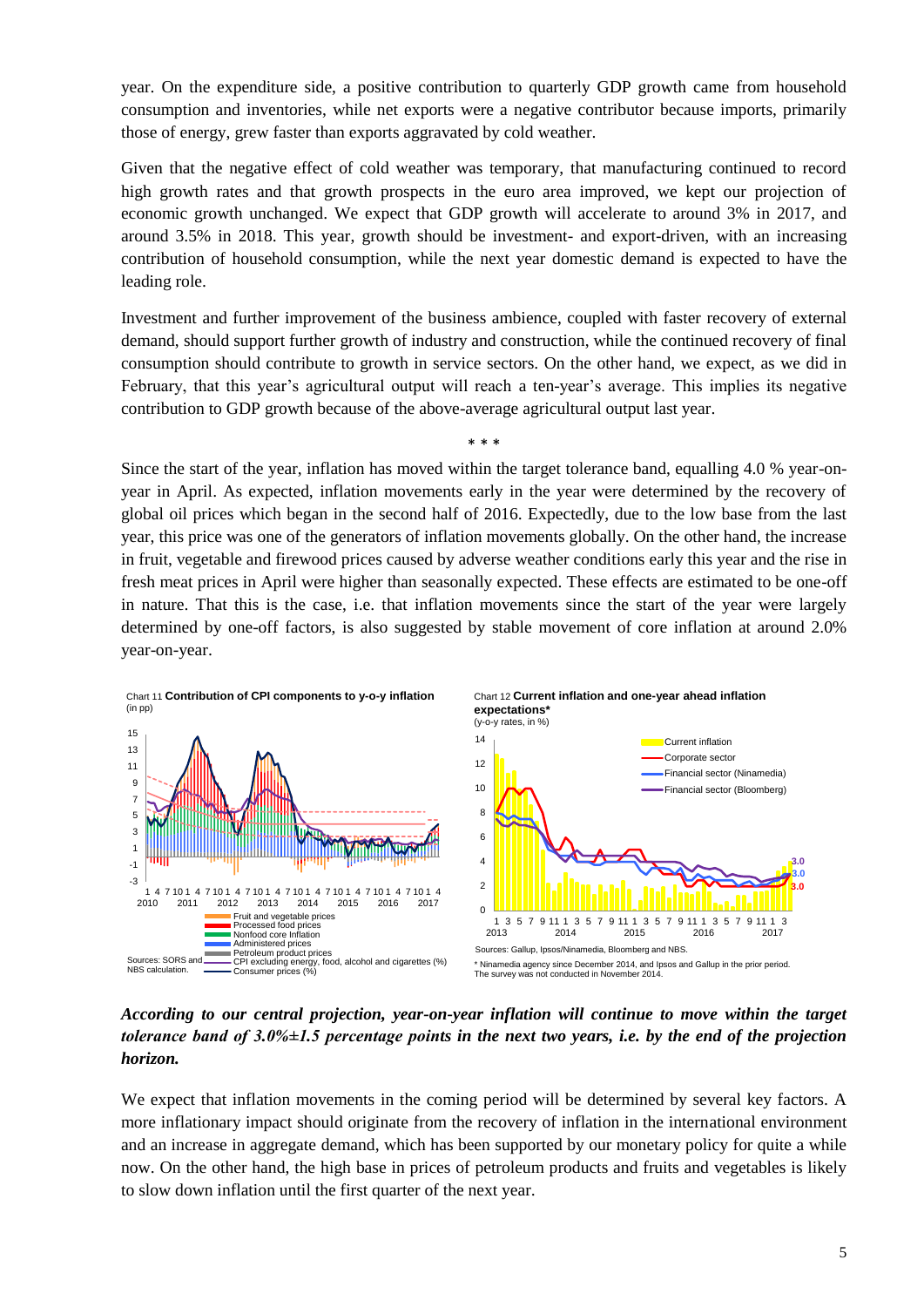year. On the expenditure side, a positive contribution to quarterly GDP growth came from household consumption and inventories, while net exports were a negative contributor because imports, primarily those of energy, grew faster than exports aggravated by cold weather.

Given that the negative effect of cold weather was temporary, that manufacturing continued to record high growth rates and that growth prospects in the euro area improved, we kept our projection of economic growth unchanged. We expect that GDP growth will accelerate to around 3% in 2017, and around 3.5% in 2018. This year, growth should be investment- and export-driven, with an increasing contribution of household consumption, while the next year domestic demand is expected to have the leading role.

Investment and further improvement of the business ambience, coupled with faster recovery of external demand, should support further growth of industry and construction, while the continued recovery of final consumption should contribute to growth in service sectors. On the other hand, we expect, as we did in February, that this year's agricultural output will reach a ten-year's average. This implies its negative contribution to GDP growth because of the above-average agricultural output last year.

\* \* \*

Since the start of the year, inflation has moved within the target tolerance band, equalling 4.0 % year-on-year in April. As expected, inflation movements early in the year were determined by the recovery of global oil prices which began in the second half of 2016. Expectedly, due to the low base from the last year, this price was one of the generators of inflation movements globally. On the other hand, the increase in fruit, vegetable and firewood prices caused by adverse weather conditions early this year and the rise in fresh meat prices in April were higher than seasonally expected. These effects are estimated to be one-off in nature. That this is the case, i.e. that inflation movements since the start of the year were largely determined by one-off factors, is also suggested by stable movement of core inflation at around 2.0% year-on-year.

Chart 11 **Contribution of CPI components to y-o-y inflation**
(in pp)

Sources: SORS and NBS calculation.

Chart 12 **Current inflation and one-year ahead inflation expectations***
(y-o-y rates, in %)

Sources: Gallup, Ipsos/Ninamedia, Bloomberg and NBS.

\* Ninamedia agency since December 2014, and Ipsos and Gallup in the prior period. The survey was not conducted in November 2014.

***According to our central projection, year-on-year inflation will continue to move within the target tolerance band of 3.0%±1.5 percentage points in the next two years, i.e. by the end of the projection horizon.***

We expect that inflation movements in the coming period will be determined by several key factors. A more inflationary impact should originate from the recovery of inflation in the international environment and an increase in aggregate demand, which has been supported by our monetary policy for quite a while now. On the other hand, the high base in prices of petroleum products and fruits and vegetables is likely to slow down inflation until the first quarter of the next year.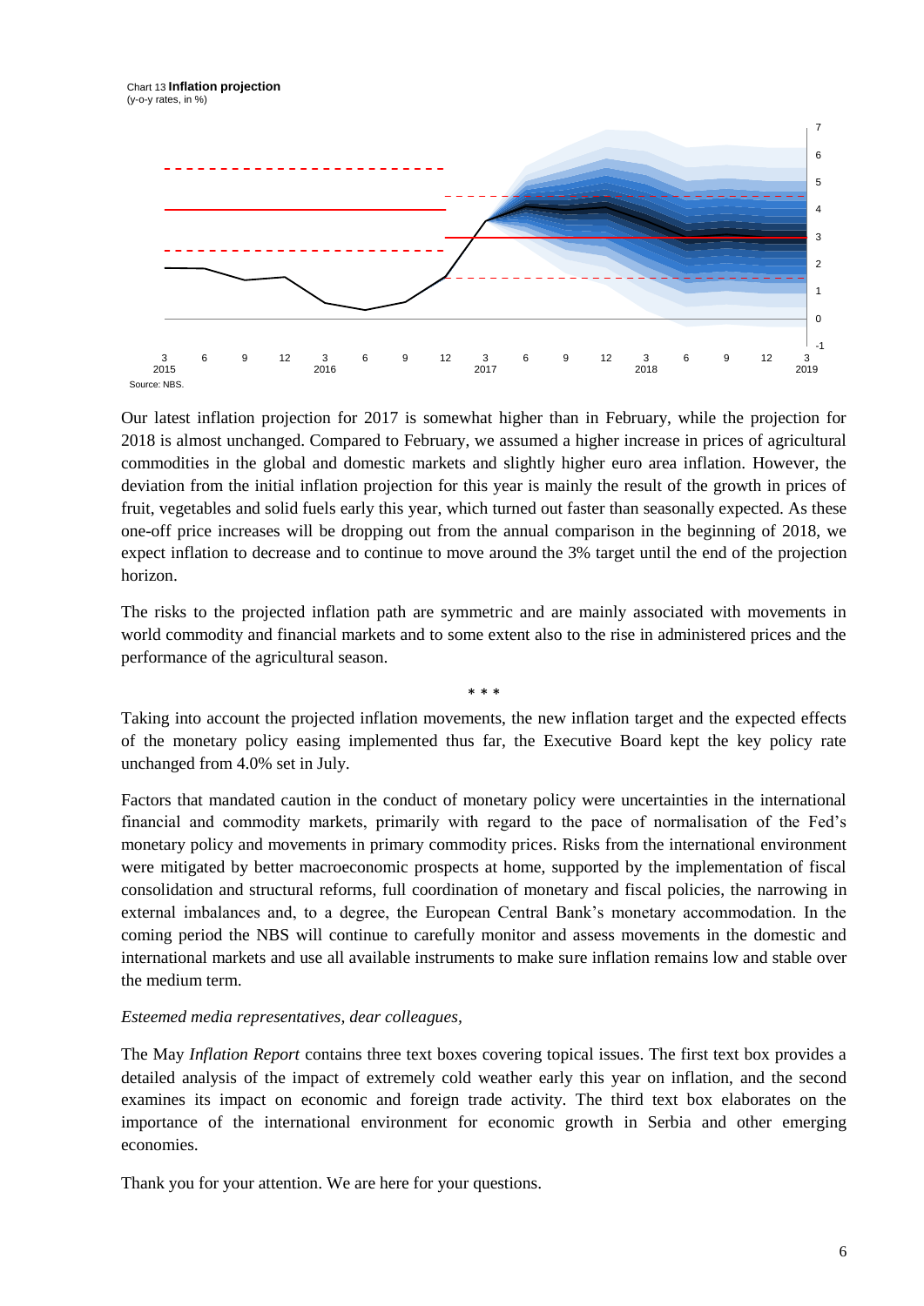Chart 13 **Inflation projection**
(y-o-y rates, in %)

7
6
5
4
3
2
1
0
-1

3 2015 6 9 12 3 2016 6 9 12 3 2017 6 9 12 3 2018 6 9 12 3 2019

Source: NBS.

Our latest inflation projection for 2017 is somewhat higher than in February, while the projection for 2018 is almost unchanged. Compared to February, we assumed a higher increase in prices of agricultural commodities in the global and domestic markets and slightly higher euro area inflation. However, the deviation from the initial inflation projection for this year is mainly the result of the growth in prices of fruit, vegetables and solid fuels early this year, which turned out faster than seasonally expected. As these one-off price increases will be dropping out from the annual comparison in the beginning of 2018, we expect inflation to decrease and to continue to move around the 3% target until the end of the projection horizon.

The risks to the projected inflation path are symmetric and are mainly associated with movements in world commodity and financial markets and to some extent also to the rise in administered prices and the performance of the agricultural season.

\* \* \*

Taking into account the projected inflation movements, the new inflation target and the expected effects of the monetary policy easing implemented thus far, the Executive Board kept the key policy rate unchanged from 4.0% set in July.

Factors that mandated caution in the conduct of monetary policy were uncertainties in the international financial and commodity markets, primarily with regard to the pace of normalisation of the Fed's monetary policy and movements in primary commodity prices. Risks from the international environment were mitigated by better macroeconomic prospects at home, supported by the implementation of fiscal consolidation and structural reforms, full coordination of monetary and fiscal policies, the narrowing in external imbalances and, to a degree, the European Central Bank's monetary accommodation. In the coming period the NBS will continue to carefully monitor and assess movements in the domestic and international markets and use all available instruments to make sure inflation remains low and stable over the medium term.

*Esteemed media representatives, dear colleagues,*

The May *Inflation Report* contains three text boxes covering topical issues. The first text box provides a detailed analysis of the impact of extremely cold weather early this year on inflation, and the second examines its impact on economic and foreign trade activity. The third text box elaborates on the importance of the international environment for economic growth in Serbia and other emerging economies.

Thank you for your attention. We are here for your questions.